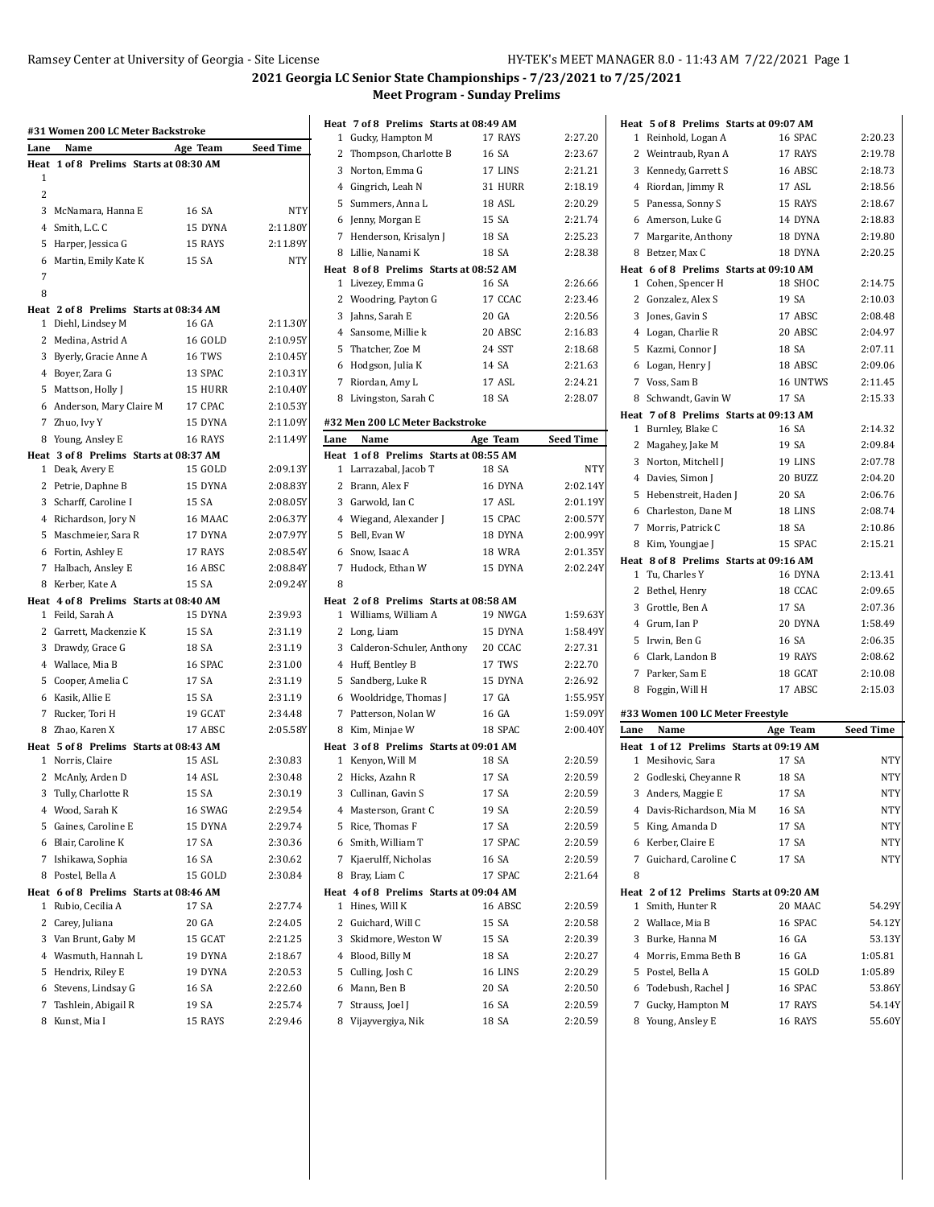# 2021 Georgia LC Senior State Championships - 7/23/2021 to 7/25/2021

## Meet Program - Sunday Prelims

### #31 Women 200 LC Meter Backstroke

| Lane | Name | Age | Team | Seed Time |
|---|---|---|---|---|
| **Heat 1 of 8 Prelims Starts at 08:30 AM** | | | | |
| 1 | | | | |
| 2 | | | | |
| 3 | McNamara, Hanna E | 16 | SA | NTY |
| 4 | Smith, L.C. C | 15 | DYNA | 2:11.80Y |
| 5 | Harper, Jessica G | 15 | RAYS | 2:11.89Y |
| 6 | Martin, Emily Kate K | 15 | SA | NTY |
| 7 | | | | |
| 8 | | | | |
| **Heat 2 of 8 Prelims Starts at 08:34 AM** | | | | |
| 1 | Diehl, Lindsey M | 16 | GA | 2:11.30Y |
| 2 | Medina, Astrid A | 16 | GOLD | 2:10.95Y |
| 3 | Byerly, Gracie Anne A | 16 | TWS | 2:10.45Y |
| 4 | Boyer, Zara G | 13 | SPAC | 2:10.31Y |
| 5 | Mattson, Holly J | 15 | HURR | 2:10.40Y |
| 6 | Anderson, Mary Claire M | 17 | CPAC | 2:10.53Y |
| 7 | Zhuo, Ivy Y | 15 | DYNA | 2:11.09Y |
| 8 | Young, Ansley E | 16 | RAYS | 2:11.49Y |
| **Heat 3 of 8 Prelims Starts at 08:37 AM** | | | | |
| 1 | Deak, Avery E | 15 | GOLD | 2:09.13Y |
| 2 | Petrie, Daphne B | 15 | DYNA | 2:08.83Y |
| 3 | Scharff, Caroline I | 15 | SA | 2:08.05Y |
| 4 | Richardson, Jory N | 16 | MAAC | 2:06.37Y |
| 5 | Maschmeier, Sara R | 17 | DYNA | 2:07.97Y |
| 6 | Fortin, Ashley E | 17 | RAYS | 2:08.54Y |
| 7 | Halbach, Ansley E | 16 | ABSC | 2:08.84Y |
| 8 | Kerber, Kate A | 15 | SA | 2:09.24Y |
| **Heat 4 of 8 Prelims Starts at 08:40 AM** | | | | |
| 1 | Feild, Sarah A | 15 | DYNA | 2:39.93 |
| 2 | Garrett, Mackenzie K | 15 | SA | 2:31.19 |
| 3 | Drawdy, Grace G | 18 | SA | 2:31.19 |
| 4 | Wallace, Mia B | 16 | SPAC | 2:31.00 |
| 5 | Cooper, Amelia C | 17 | SA | 2:31.19 |
| 6 | Kasik, Allie E | 15 | SA | 2:31.19 |
| 7 | Rucker, Tori H | 19 | GCAT | 2:34.48 |
| 8 | Zhao, Karen X | 17 | ABSC | 2:05.58Y |
| **Heat 5 of 8 Prelims Starts at 08:43 AM** | | | | |
| 1 | Norris, Claire | 15 | ASL | 2:30.83 |
| 2 | McAnly, Arden D | 14 | ASL | 2:30.48 |
| 3 | Tully, Charlotte R | 15 | SA | 2:30.19 |
| 4 | Wood, Sarah K | 16 | SWAG | 2:29.54 |
| 5 | Gaines, Caroline E | 15 | DYNA | 2:29.74 |
| 6 | Blair, Caroline K | 17 | SA | 2:30.36 |
| 7 | Ishikawa, Sophia | 16 | SA | 2:30.62 |
| 8 | Postel, Bella A | 15 | GOLD | 2:30.84 |
| **Heat 6 of 8 Prelims Starts at 08:46 AM** | | | | |
| 1 | Rubio, Cecilia A | 17 | SA | 2:27.74 |
| 2 | Carey, Juliana | 20 | GA | 2:24.05 |
| 3 | Van Brunt, Gaby M | 15 | GCAT | 2:21.25 |
| 4 | Wasmuth, Hannah L | 19 | DYNA | 2:18.67 |
| 5 | Hendrix, Riley E | 19 | DYNA | 2:20.53 |
| 6 | Stevens, Lindsay G | 16 | SA | 2:22.60 |
| 7 | Tashlein, Abigail R | 19 | SA | 2:25.74 |
| 8 | Kunst, Mia I | 15 | RAYS | 2:29.46 |
| **Heat 7 of 8 Prelims Starts at 08:49 AM** | | | | |
| 1 | Gucky, Hampton M | 17 | RAYS | 2:27.20 |
| 2 | Thompson, Charlotte B | 16 | SA | 2:23.67 |
| 3 | Norton, Emma G | 17 | LINS | 2:21.21 |
| 4 | Gingrich, Leah N | 31 | HURR | 2:18.19 |
| 5 | Summers, Anna L | 18 | ASL | 2:20.29 |
| 6 | Jenny, Morgan E | 15 | SA | 2:21.74 |
| 7 | Henderson, Krisalyn J | 18 | SA | 2:25.23 |
| 8 | Lillie, Nanami K | 18 | SA | 2:28.38 |
| **Heat 8 of 8 Prelims Starts at 08:52 AM** | | | | |
| 1 | Livezey, Emma G | 16 | SA | 2:26.66 |
| 2 | Woodring, Payton G | 17 | CCAC | 2:23.46 |
| 3 | Jahns, Sarah E | 20 | GA | 2:20.56 |
| 4 | Sansome, Millie k | 20 | ABSC | 2:16.83 |
| 5 | Thatcher, Zoe M | 24 | SST | 2:18.68 |
| 6 | Hodgson, Julia K | 14 | SA | 2:21.63 |
| 7 | Riordan, Amy L | 17 | ASL | 2:24.21 |
| 8 | Livingston, Sarah C | 18 | SA | 2:28.07 |

### #32 Men 200 LC Meter Backstroke

| Lane | Name | Age | Team | Seed Time |
|---|---|---|---|---|
| **Heat 1 of 8 Prelims Starts at 08:55 AM** | | | | |
| 1 | Larrazabal, Jacob T | 18 | SA | NTY |
| 2 | Brann, Alex F | 16 | DYNA | 2:02.14Y |
| 3 | Garwold, Ian C | 17 | ASL | 2:01.19Y |
| 4 | Wiegand, Alexander J | 15 | CPAC | 2:00.57Y |
| 5 | Bell, Evan W | 18 | DYNA | 2:00.99Y |
| 6 | Snow, Isaac A | 18 | WRA | 2:01.35Y |
| 7 | Hudock, Ethan W | 15 | DYNA | 2:02.24Y |
| 8 | | | | |
| **Heat 2 of 8 Prelims Starts at 08:58 AM** | | | | |
| 1 | Williams, William A | 19 | NWGA | 1:59.63Y |
| 2 | Long, Liam | 15 | DYNA | 1:58.49Y |
| 3 | Calderon-Schuler, Anthony | 20 | CCAC | 2:27.31 |
| 4 | Huff, Bentley B | 17 | TWS | 2:22.70 |
| 5 | Sandberg, Luke R | 15 | DYNA | 2:26.92 |
| 6 | Wooldridge, Thomas J | 17 | GA | 1:55.95Y |
| 7 | Patterson, Nolan W | 16 | GA | 1:59.09Y |
| 8 | Kim, Minjae W | 18 | SPAC | 2:00.40Y |
| **Heat 3 of 8 Prelims Starts at 09:01 AM** | | | | |
| 1 | Kenyon, Will M | 18 | SA | 2:20.59 |
| 2 | Hicks, Azahn R | 17 | SA | 2:20.59 |
| 3 | Cullinan, Gavin S | 17 | SA | 2:20.59 |
| 4 | Masterson, Grant C | 19 | SA | 2:20.59 |
| 5 | Rice, Thomas F | 17 | SA | 2:20.59 |
| 6 | Smith, William T | 17 | SPAC | 2:20.59 |
| 7 | Kjaerulff, Nicholas | 16 | SA | 2:20.59 |
| 8 | Bray, Liam C | 17 | SPAC | 2:21.64 |
| **Heat 4 of 8 Prelims Starts at 09:04 AM** | | | | |
| 1 | Hines, Will K | 16 | ABSC | 2:20.59 |
| 2 | Guichard, Will C | 15 | SA | 2:20.58 |
| 3 | Skidmore, Weston W | 15 | SA | 2:20.39 |
| 4 | Blood, Billy M | 18 | SA | 2:20.27 |
| 5 | Culling, Josh C | 16 | LINS | 2:20.29 |
| 6 | Mann, Ben B | 20 | SA | 2:20.50 |
| 7 | Strauss, Joel J | 16 | SA | 2:20.59 |
| 8 | Vijayvergiya, Nik | 18 | SA | 2:20.59 |
| **Heat 5 of 8 Prelims Starts at 09:07 AM** | | | | |
| 1 | Reinhold, Logan A | 16 | SPAC | 2:20.23 |
| 2 | Weintraub, Ryan A | 17 | RAYS | 2:19.78 |
| 3 | Kennedy, Garrett S | 16 | ABSC | 2:18.73 |
| 4 | Riordan, Jimmy R | 17 | ASL | 2:18.56 |
| 5 | Panessa, Sonny S | 15 | RAYS | 2:18.67 |
| 6 | Amerson, Luke G | 14 | DYNA | 2:18.83 |
| 7 | Margarite, Anthony | 18 | DYNA | 2:19.80 |
| 8 | Betzer, Max C | 18 | DYNA | 2:20.25 |
| **Heat 6 of 8 Prelims Starts at 09:10 AM** | | | | |
| 1 | Cohen, Spencer H | 18 | SHOC | 2:14.75 |
| 2 | Gonzalez, Alex S | 19 | SA | 2:10.03 |
| 3 | Jones, Gavin S | 17 | ABSC | 2:08.48 |
| 4 | Logan, Charlie R | 20 | ABSC | 2:04.97 |
| 5 | Kazmi, Connor J | 18 | SA | 2:07.11 |
| 6 | Logan, Henry J | 18 | ABSC | 2:09.06 |
| 7 | Voss, Sam B | 16 | UNTWS | 2:11.45 |
| 8 | Schwandt, Gavin W | 17 | SA | 2:15.33 |
| **Heat 7 of 8 Prelims Starts at 09:13 AM** | | | | |
| 1 | Burnley, Blake C | 16 | SA | 2:14.32 |
| 2 | Magahey, Jake M | 19 | SA | 2:09.84 |
| 3 | Norton, Mitchell J | 19 | LINS | 2:07.78 |
| 4 | Davies, Simon J | 20 | BUZZ | 2:04.20 |
| 5 | Hebenstreit, Haden J | 20 | SA | 2:06.76 |
| 6 | Charleston, Dane M | 18 | LINS | 2:08.74 |
| 7 | Morris, Patrick C | 18 | SA | 2:10.86 |
| 8 | Kim, Youngjae J | 15 | SPAC | 2:15.21 |
| **Heat 8 of 8 Prelims Starts at 09:16 AM** | | | | |
| 1 | Tu, Charles Y | 16 | DYNA | 2:13.41 |
| 2 | Bethel, Henry | 18 | CCAC | 2:09.65 |
| 3 | Grottle, Ben A | 17 | SA | 2:07.36 |
| 4 | Grum, Ian P | 20 | DYNA | 1:58.49 |
| 5 | Irwin, Ben G | 16 | SA | 2:06.35 |
| 6 | Clark, Landon B | 19 | RAYS | 2:08.62 |
| 7 | Parker, Sam E | 18 | GCAT | 2:10.08 |
| 8 | Foggin, Will H | 17 | ABSC | 2:15.03 |

### #33 Women 100 LC Meter Freestyle

| Lane | Name | Age | Team | Seed Time |
|---|---|---|---|---|
| **Heat 1 of 12 Prelims Starts at 09:19 AM** | | | | |
| 1 | Mesihovic, Sara | 17 | SA | NTY |
| 2 | Godleski, Cheyanne R | 18 | SA | NTY |
| 3 | Anders, Maggie E | 17 | SA | NTY |
| 4 | Davis-Richardson, Mia M | 16 | SA | NTY |
| 5 | King, Amanda D | 17 | SA | NTY |
| 6 | Kerber, Claire E | 17 | SA | NTY |
| 7 | Guichard, Caroline C | 17 | SA | NTY |
| 8 | | | | |
| **Heat 2 of 12 Prelims Starts at 09:20 AM** | | | | |
| 1 | Smith, Hunter R | 20 | MAAC | 54.29Y |
| 2 | Wallace, Mia B | 16 | SPAC | 54.12Y |
| 3 | Burke, Hanna M | 16 | GA | 53.13Y |
| 4 | Morris, Emma Beth B | 16 | GA | 1:05.81 |
| 5 | Postel, Bella A | 15 | GOLD | 1:05.89 |
| 6 | Todebush, Rachel J | 16 | SPAC | 53.86Y |
| 7 | Gucky, Hampton M | 17 | RAYS | 54.14Y |
| 8 | Young, Ansley E | 16 | RAYS | 55.60Y |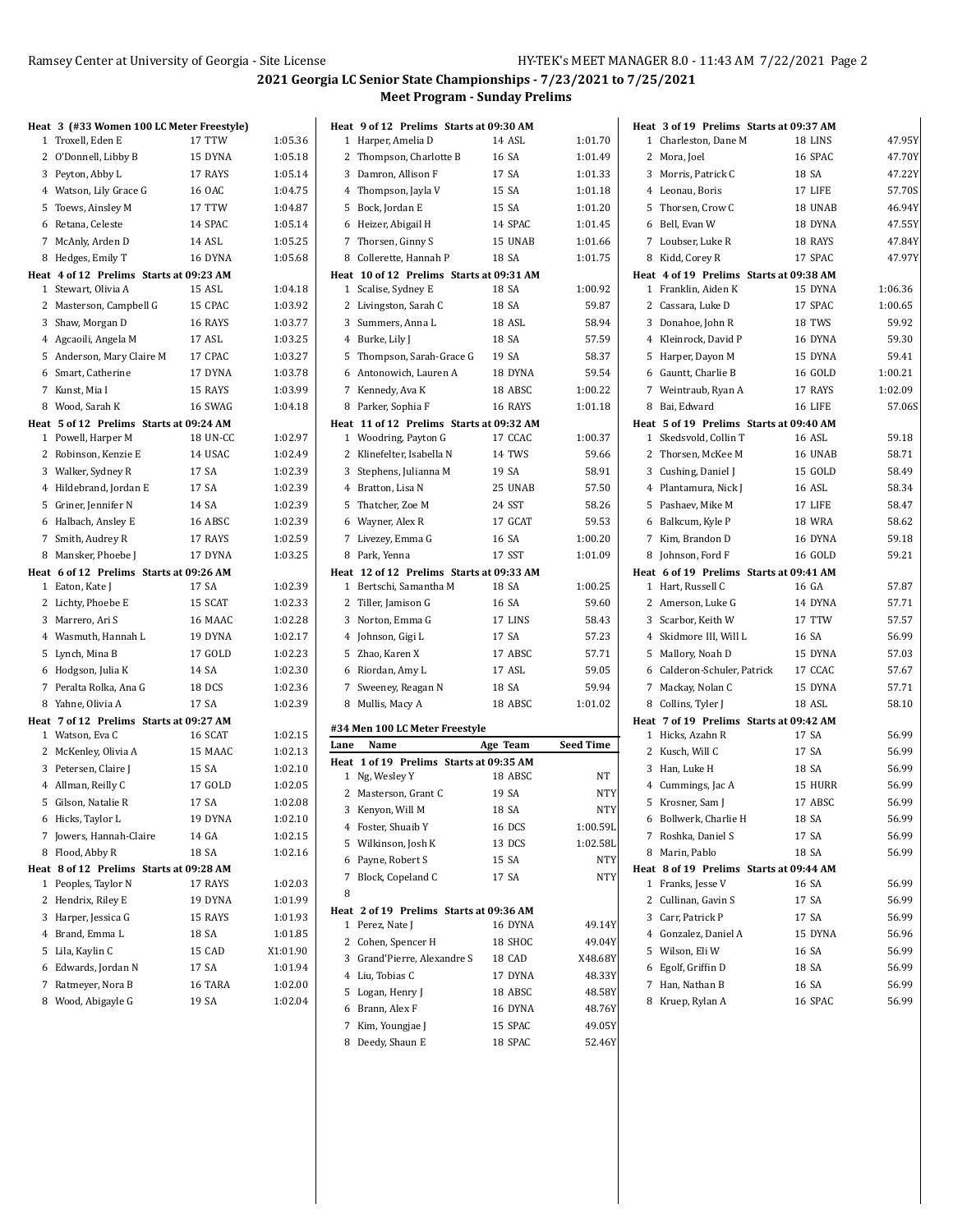## 2021 Georgia LC Senior State Championships - 7/23/2021 to 7/25/2021

### Meet Program - Sunday Prelims

**Heat 3 (#33 Women 100 LC Meter Freestyle)**

| Lane | Name | Age Team | Seed Time |
|---|---|---|---|
| 1 | Troxell, Eden E | 17 TTW | 1:05.36 |
| 2 | O'Donnell, Libby B | 15 DYNA | 1:05.18 |
| 3 | Peyton, Abby L | 17 RAYS | 1:05.14 |
| 4 | Watson, Lily Grace G | 16 OAC | 1:04.75 |
| 5 | Toews, Ainsley M | 17 TTW | 1:04.87 |
| 6 | Retana, Celeste | 14 SPAC | 1:05.14 |
| 7 | McAnly, Arden D | 14 ASL | 1:05.25 |
| 8 | Hedges, Emily T | 16 DYNA | 1:05.68 |

**Heat 4 of 12 Prelims Starts at 09:23 AM**

| Lane | Name | Age Team | Seed Time |
|---|---|---|---|
| 1 | Stewart, Olivia A | 15 ASL | 1:04.18 |
| 2 | Masterson, Campbell G | 15 CPAC | 1:03.92 |
| 3 | Shaw, Morgan D | 16 RAYS | 1:03.77 |
| 4 | Agcaoili, Angela M | 17 ASL | 1:03.25 |
| 5 | Anderson, Mary Claire M | 17 CPAC | 1:03.27 |
| 6 | Smart, Catherine | 17 DYNA | 1:03.78 |
| 7 | Kunst, Mia I | 15 RAYS | 1:03.99 |
| 8 | Wood, Sarah K | 16 SWAG | 1:04.18 |

**Heat 5 of 12 Prelims Starts at 09:24 AM**

| Lane | Name | Age Team | Seed Time |
|---|---|---|---|
| 1 | Powell, Harper M | 18 UN-CC | 1:02.97 |
| 2 | Robinson, Kenzie E | 14 USAC | 1:02.49 |
| 3 | Walker, Sydney R | 17 SA | 1:02.39 |
| 4 | Hildebrand, Jordan E | 17 SA | 1:02.39 |
| 5 | Griner, Jennifer N | 14 SA | 1:02.39 |
| 6 | Halbach, Ansley E | 16 ABSC | 1:02.39 |
| 7 | Smith, Audrey R | 17 RAYS | 1:02.59 |
| 8 | Mansker, Phoebe J | 17 DYNA | 1:03.25 |

**Heat 6 of 12 Prelims Starts at 09:26 AM**

| Lane | Name | Age Team | Seed Time |
|---|---|---|---|
| 1 | Eaton, Kate J | 17 SA | 1:02.39 |
| 2 | Lichty, Phoebe E | 15 SCAT | 1:02.33 |
| 3 | Marrero, Ari S | 16 MAAC | 1:02.28 |
| 4 | Wasmuth, Hannah L | 19 DYNA | 1:02.17 |
| 5 | Lynch, Mina B | 17 GOLD | 1:02.23 |
| 6 | Hodgson, Julia K | 14 SA | 1:02.30 |
| 7 | Peralta Rolka, Ana G | 18 DCS | 1:02.36 |
| 8 | Yahne, Olivia A | 17 SA | 1:02.39 |

**Heat 7 of 12 Prelims Starts at 09:27 AM**

| Lane | Name | Age Team | Seed Time |
|---|---|---|---|
| 1 | Watson, Eva C | 16 SCAT | 1:02.15 |
| 2 | McKenley, Olivia A | 15 MAAC | 1:02.13 |
| 3 | Petersen, Claire J | 15 SA | 1:02.10 |
| 4 | Allman, Reilly C | 17 GOLD | 1:02.05 |
| 5 | Gilson, Natalie R | 17 SA | 1:02.08 |
| 6 | Hicks, Taylor L | 19 DYNA | 1:02.10 |
| 7 | Jowers, Hannah-Claire | 14 GA | 1:02.15 |
| 8 | Flood, Abby R | 18 SA | 1:02.16 |

**Heat 8 of 12 Prelims Starts at 09:28 AM**

| Lane | Name | Age Team | Seed Time |
|---|---|---|---|
| 1 | Peoples, Taylor N | 17 RAYS | 1:02.03 |
| 2 | Hendrix, Riley E | 19 DYNA | 1:01.99 |
| 3 | Harper, Jessica G | 15 RAYS | 1:01.93 |
| 4 | Brand, Emma L | 18 SA | 1:01.85 |
| 5 | Lila, Kaylin C | 15 CAD | X1:01.90 |
| 6 | Edwards, Jordan N | 17 SA | 1:01.94 |
| 7 | Ratmeyer, Nora B | 16 TARA | 1:02.00 |
| 8 | Wood, Abigayle G | 19 SA | 1:02.04 |

**Heat 9 of 12 Prelims Starts at 09:30 AM**

| Lane | Name | Age Team | Seed Time |
|---|---|---|---|
| 1 | Harper, Amelia D | 14 ASL | 1:01.70 |
| 2 | Thompson, Charlotte B | 16 SA | 1:01.49 |
| 3 | Damron, Allison F | 17 SA | 1:01.33 |
| 4 | Thompson, Jayla V | 15 SA | 1:01.18 |
| 5 | Bock, Jordan E | 15 SA | 1:01.20 |
| 6 | Heizer, Abigail H | 14 SPAC | 1:01.45 |
| 7 | Thorsen, Ginny S | 15 UNAB | 1:01.66 |
| 8 | Collerette, Hannah P | 18 SA | 1:01.75 |

**Heat 10 of 12 Prelims Starts at 09:31 AM**

| Lane | Name | Age Team | Seed Time |
|---|---|---|---|
| 1 | Scalise, Sydney E | 18 SA | 1:00.92 |
| 2 | Livingston, Sarah C | 18 SA | 59.87 |
| 3 | Summers, Anna L | 18 ASL | 58.94 |
| 4 | Burke, Lily J | 18 SA | 57.59 |
| 5 | Thompson, Sarah-Grace G | 19 SA | 58.37 |
| 6 | Antonowich, Lauren A | 18 DYNA | 59.54 |
| 7 | Kennedy, Ava K | 18 ABSC | 1:00.22 |
| 8 | Parker, Sophia F | 16 RAYS | 1:01.18 |

**Heat 11 of 12 Prelims Starts at 09:32 AM**

| Lane | Name | Age Team | Seed Time |
|---|---|---|---|
| 1 | Woodring, Payton G | 17 CCAC | 1:00.37 |
| 2 | Klinefelter, Isabella N | 14 TWS | 59.66 |
| 3 | Stephens, Julianna M | 19 SA | 58.91 |
| 4 | Bratton, Lisa N | 25 UNAB | 57.50 |
| 5 | Thatcher, Zoe M | 24 SST | 58.26 |
| 6 | Wayner, Alex R | 17 GCAT | 59.53 |
| 7 | Livezey, Emma G | 16 SA | 1:00.20 |
| 8 | Park, Yenna | 17 SST | 1:01.09 |

**Heat 12 of 12 Prelims Starts at 09:33 AM**

| Lane | Name | Age Team | Seed Time |
|---|---|---|---|
| 1 | Bertschi, Samantha M | 18 SA | 1:00.25 |
| 2 | Tiller, Jamison G | 16 SA | 59.60 |
| 3 | Norton, Emma G | 17 LINS | 58.43 |
| 4 | Johnson, Gigi L | 17 SA | 57.23 |
| 5 | Zhao, Karen X | 17 ABSC | 57.71 |
| 6 | Riordan, Amy L | 17 ASL | 59.05 |
| 7 | Sweeney, Reagan N | 18 SA | 59.94 |
| 8 | Mullis, Macy A | 18 ABSC | 1:01.02 |

### #34 Men 100 LC Meter Freestyle

**Heat 1 of 19 Prelims Starts at 09:35 AM**

| Lane | Name | Age Team | Seed Time |
|---|---|---|---|
| 1 | Ng, Wesley Y | 18 ABSC | NT |
| 2 | Masterson, Grant C | 19 SA | NTY |
| 3 | Kenyon, Will M | 18 SA | NTY |
| 4 | Foster, Shuaib Y | 16 DCS | 1:00.59L |
| 5 | Wilkinson, Josh K | 13 DCS | 1:02.58L |
| 6 | Payne, Robert S | 15 SA | NTY |
| 7 | Block, Copeland C | 17 SA | NTY |
| 8 | | | |

**Heat 2 of 19 Prelims Starts at 09:36 AM**

| Lane | Name | Age Team | Seed Time |
|---|---|---|---|
| 1 | Perez, Nate J | 16 DYNA | 49.14Y |
| 2 | Cohen, Spencer H | 18 SHOC | 49.04Y |
| 3 | Grand'Pierre, Alexandre S | 18 CAD | X48.68Y |
| 4 | Liu, Tobias C | 17 DYNA | 48.33Y |
| 5 | Logan, Henry J | 18 ABSC | 48.58Y |
| 6 | Brann, Alex F | 16 DYNA | 48.76Y |
| 7 | Kim, Youngjae J | 15 SPAC | 49.05Y |
| 8 | Deedy, Shaun E | 18 SPAC | 52.46Y |

**Heat 3 of 19 Prelims Starts at 09:37 AM**

| Lane | Name | Age Team | Seed Time |
|---|---|---|---|
| 1 | Charleston, Dane M | 18 LINS | 47.95Y |
| 2 | Mora, Joel | 16 SPAC | 47.70Y |
| 3 | Morris, Patrick C | 18 SA | 47.22Y |
| 4 | Leonau, Boris | 17 LIFE | 57.70S |
| 5 | Thorsen, Crow C | 18 UNAB | 46.94Y |
| 6 | Bell, Evan W | 18 DYNA | 47.55Y |
| 7 | Loubser, Luke R | 18 RAYS | 47.84Y |
| 8 | Kidd, Corey R | 17 SPAC | 47.97Y |

**Heat 4 of 19 Prelims Starts at 09:38 AM**

| Lane | Name | Age Team | Seed Time |
|---|---|---|---|
| 1 | Franklin, Aiden K | 15 DYNA | 1:06.36 |
| 2 | Cassara, Luke D | 17 SPAC | 1:00.65 |
| 3 | Donahoe, John R | 18 TWS | 59.92 |
| 4 | Kleinrock, David P | 16 DYNA | 59.30 |
| 5 | Harper, Dayon M | 15 DYNA | 59.41 |
| 6 | Gauntt, Charlie B | 16 GOLD | 1:00.21 |
| 7 | Weintraub, Ryan A | 17 RAYS | 1:02.09 |
| 8 | Bai, Edward | 16 LIFE | 57.06S |

**Heat 5 of 19 Prelims Starts at 09:40 AM**

| Lane | Name | Age Team | Seed Time |
|---|---|---|---|
| 1 | Skedsvold, Collin T | 16 ASL | 59.18 |
| 2 | Thorsen, McKee M | 16 UNAB | 58.71 |
| 3 | Cushing, Daniel J | 15 GOLD | 58.49 |
| 4 | Plantamura, Nick J | 16 ASL | 58.34 |
| 5 | Pashaev, Mike M | 17 LIFE | 58.47 |
| 6 | Balkcum, Kyle P | 18 WRA | 58.62 |
| 7 | Kim, Brandon D | 16 DYNA | 59.18 |
| 8 | Johnson, Ford F | 16 GOLD | 59.21 |

**Heat 6 of 19 Prelims Starts at 09:41 AM**

| Lane | Name | Age Team | Seed Time |
|---|---|---|---|
| 1 | Hart, Russell C | 16 GA | 57.87 |
| 2 | Amerson, Luke G | 14 DYNA | 57.71 |
| 3 | Scarbor, Keith W | 17 TTW | 57.57 |
| 4 | Skidmore III, Will L | 16 SA | 56.99 |
| 5 | Mallory, Noah D | 15 DYNA | 57.03 |
| 6 | Calderon-Schuler, Patrick | 17 CCAC | 57.67 |
| 7 | Mackay, Nolan C | 15 DYNA | 57.71 |
| 8 | Collins, Tyler J | 18 ASL | 58.10 |

**Heat 7 of 19 Prelims Starts at 09:42 AM**

| Lane | Name | Age Team | Seed Time |
|---|---|---|---|
| 1 | Hicks, Azahn R | 17 SA | 56.99 |
| 2 | Kusch, Will C | 17 SA | 56.99 |
| 3 | Han, Luke H | 18 SA | 56.99 |
| 4 | Cummings, Jac A | 15 HURR | 56.99 |
| 5 | Krosner, Sam J | 17 ABSC | 56.99 |
| 6 | Bollwerk, Charlie H | 18 SA | 56.99 |
| 7 | Roshka, Daniel S | 17 SA | 56.99 |
| 8 | Marin, Pablo | 18 SA | 56.99 |

**Heat 8 of 19 Prelims Starts at 09:44 AM**

| Lane | Name | Age Team | Seed Time |
|---|---|---|---|
| 1 | Franks, Jesse V | 16 SA | 56.99 |
| 2 | Cullinan, Gavin S | 17 SA | 56.99 |
| 3 | Carr, Patrick P | 17 SA | 56.99 |
| 4 | Gonzalez, Daniel A | 15 DYNA | 56.96 |
| 5 | Wilson, Eli W | 16 SA | 56.99 |
| 6 | Egolf, Griffin D | 18 SA | 56.99 |
| 7 | Han, Nathan B | 16 SA | 56.99 |
| 8 | Kruep, Rylan A | 16 SPAC | 56.99 |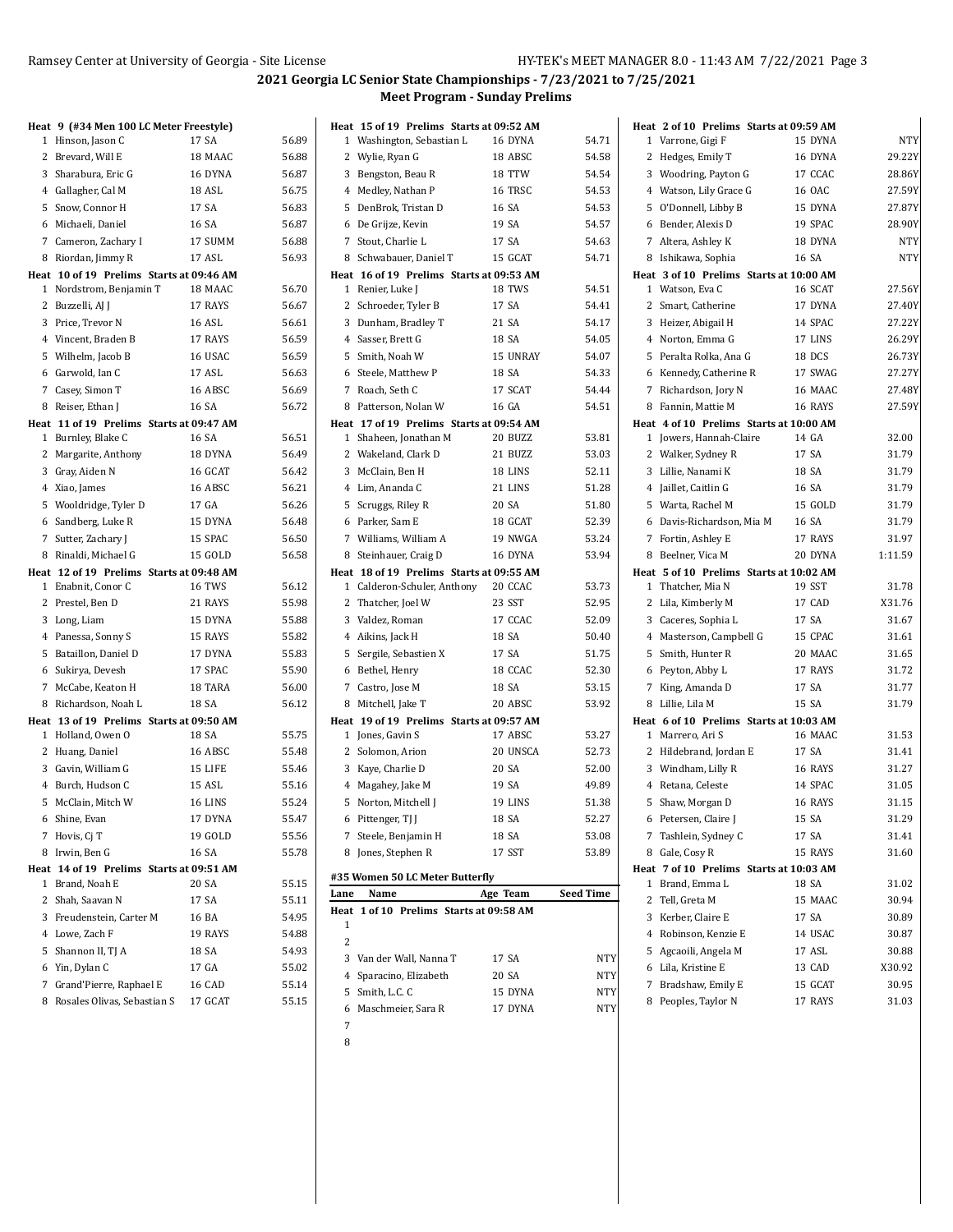# 2021 Georgia LC Senior State Championships - 7/23/2021 to 7/25/2021

## Meet Program - Sunday Prelims

**Heat 9 (#34 Men 100 LC Meter Freestyle)**

| Lane | Name | Age Team | Seed Time |
|---|---|---|---|
| 1 | Hinson, Jason C | 17 SA | 56.89 |
| 2 | Brevard, Will E | 18 MAAC | 56.88 |
| 3 | Sharabura, Eric G | 16 DYNA | 56.87 |
| 4 | Gallagher, Cal M | 18 ASL | 56.75 |
| 5 | Snow, Connor H | 17 SA | 56.83 |
| 6 | Michaeli, Daniel | 16 SA | 56.87 |
| 7 | Cameron, Zachary I | 17 SUMM | 56.88 |
| 8 | Riordan, Jimmy R | 17 ASL | 56.93 |

**Heat 10 of 19 Prelims Starts at 09:46 AM**

| Lane | Name | Age Team | Seed Time |
|---|---|---|---|
| 1 | Nordstrom, Benjamin T | 18 MAAC | 56.70 |
| 2 | Buzzelli, AJ J | 17 RAYS | 56.67 |
| 3 | Price, Trevor N | 16 ASL | 56.61 |
| 4 | Vincent, Braden B | 17 RAYS | 56.59 |
| 5 | Wilhelm, Jacob B | 16 USAC | 56.59 |
| 6 | Garwold, Ian C | 17 ASL | 56.63 |
| 7 | Casey, Simon T | 16 ABSC | 56.69 |
| 8 | Reiser, Ethan J | 16 SA | 56.72 |

**Heat 11 of 19 Prelims Starts at 09:47 AM**

| Lane | Name | Age Team | Seed Time |
|---|---|---|---|
| 1 | Burnley, Blake C | 16 SA | 56.51 |
| 2 | Margarite, Anthony | 18 DYNA | 56.49 |
| 3 | Gray, Aiden N | 16 GCAT | 56.42 |
| 4 | Xiao, James | 16 ABSC | 56.21 |
| 5 | Wooldridge, Tyler D | 17 GA | 56.26 |
| 6 | Sandberg, Luke R | 15 DYNA | 56.48 |
| 7 | Sutter, Zachary J | 15 SPAC | 56.50 |
| 8 | Rinaldi, Michael G | 15 GOLD | 56.58 |

**Heat 12 of 19 Prelims Starts at 09:48 AM**

| Lane | Name | Age Team | Seed Time |
|---|---|---|---|
| 1 | Enabnit, Conor C | 16 TWS | 56.12 |
| 2 | Prestel, Ben D | 21 RAYS | 55.98 |
| 3 | Long, Liam | 15 DYNA | 55.88 |
| 4 | Panessa, Sonny S | 15 RAYS | 55.82 |
| 5 | Bataillon, Daniel D | 17 DYNA | 55.83 |
| 6 | Sukirya, Devesh | 17 SPAC | 55.90 |
| 7 | McCabe, Keaton H | 18 TARA | 56.00 |
| 8 | Richardson, Noah L | 18 SA | 56.12 |

**Heat 13 of 19 Prelims Starts at 09:50 AM**

| Lane | Name | Age Team | Seed Time |
|---|---|---|---|
| 1 | Holland, Owen O | 18 SA | 55.75 |
| 2 | Huang, Daniel | 16 ABSC | 55.48 |
| 3 | Gavin, William G | 15 LIFE | 55.46 |
| 4 | Burch, Hudson C | 15 ASL | 55.16 |
| 5 | McClain, Mitch W | 16 LINS | 55.24 |
| 6 | Shine, Evan | 17 DYNA | 55.47 |
| 7 | Hovis, Cj T | 19 GOLD | 55.56 |
| 8 | Irwin, Ben G | 16 SA | 55.78 |

**Heat 14 of 19 Prelims Starts at 09:51 AM**

| Lane | Name | Age Team | Seed Time |
|---|---|---|---|
| 1 | Brand, Noah E | 20 SA | 55.15 |
| 2 | Shah, Saavan N | 17 SA | 55.11 |
| 3 | Freudenstein, Carter M | 16 BA | 54.95 |
| 4 | Lowe, Zach F | 19 RAYS | 54.88 |
| 5 | Shannon II, TJ A | 18 SA | 54.93 |
| 6 | Yin, Dylan C | 17 GA | 55.02 |
| 7 | Grand'Pierre, Raphael E | 16 CAD | 55.14 |
| 8 | Rosales Olivas, Sebastian S | 17 GCAT | 55.15 |

**Heat 15 of 19 Prelims Starts at 09:52 AM**

| Lane | Name | Age Team | Seed Time |
|---|---|---|---|
| 1 | Washington, Sebastian L | 16 DYNA | 54.71 |
| 2 | Wylie, Ryan G | 18 ABSC | 54.58 |
| 3 | Bengston, Beau R | 18 TTW | 54.54 |
| 4 | Medley, Nathan P | 16 TRSC | 54.53 |
| 5 | DenBrok, Tristan D | 16 SA | 54.53 |
| 6 | De Grijze, Kevin | 19 SA | 54.57 |
| 7 | Stout, Charlie L | 17 SA | 54.63 |
| 8 | Schwabauer, Daniel T | 15 GCAT | 54.71 |

**Heat 16 of 19 Prelims Starts at 09:53 AM**

| Lane | Name | Age Team | Seed Time |
|---|---|---|---|
| 1 | Renier, Luke J | 18 TWS | 54.51 |
| 2 | Schroeder, Tyler B | 17 SA | 54.41 |
| 3 | Dunham, Bradley T | 21 SA | 54.17 |
| 4 | Sasser, Brett G | 18 SA | 54.05 |
| 5 | Smith, Noah W | 15 UNRAY | 54.07 |
| 6 | Steele, Matthew P | 18 SA | 54.33 |
| 7 | Roach, Seth C | 17 SCAT | 54.44 |
| 8 | Patterson, Nolan W | 16 GA | 54.51 |

**Heat 17 of 19 Prelims Starts at 09:54 AM**

| Lane | Name | Age Team | Seed Time |
|---|---|---|---|
| 1 | Shaheen, Jonathan M | 20 BUZZ | 53.81 |
| 2 | Wakeland, Clark D | 21 BUZZ | 53.03 |
| 3 | McClain, Ben H | 18 LINS | 52.11 |
| 4 | Lim, Ananda C | 21 LINS | 51.28 |
| 5 | Scruggs, Riley R | 20 SA | 51.80 |
| 6 | Parker, Sam E | 18 GCAT | 52.39 |
| 7 | Williams, William A | 19 NWGA | 53.24 |
| 8 | Steinhauer, Craig D | 16 DYNA | 53.94 |

**Heat 18 of 19 Prelims Starts at 09:55 AM**

| Lane | Name | Age Team | Seed Time |
|---|---|---|---|
| 1 | Calderon-Schuler, Anthony | 20 CCAC | 53.73 |
| 2 | Thatcher, Joel W | 23 SST | 52.95 |
| 3 | Valdez, Roman | 17 CCAC | 52.09 |
| 4 | Aikins, Jack H | 18 SA | 50.40 |
| 5 | Sergile, Sebastien X | 17 SA | 51.75 |
| 6 | Bethel, Henry | 18 CCAC | 52.30 |
| 7 | Castro, Jose M | 18 SA | 53.15 |
| 8 | Mitchell, Jake T | 20 ABSC | 53.92 |

**Heat 19 of 19 Prelims Starts at 09:57 AM**

| Lane | Name | Age Team | Seed Time |
|---|---|---|---|
| 1 | Jones, Gavin S | 17 ABSC | 53.27 |
| 2 | Solomon, Arion | 20 UNSCA | 52.73 |
| 3 | Kaye, Charlie D | 20 SA | 52.00 |
| 4 | Magahey, Jake M | 19 SA | 49.89 |
| 5 | Norton, Mitchell J | 19 LINS | 51.38 |
| 6 | Pittenger, TJ J | 18 SA | 52.27 |
| 7 | Steele, Benjamin H | 18 SA | 53.08 |
| 8 | Jones, Stephen R | 17 SST | 53.89 |

### #35 Women 50 LC Meter Butterfly

**Heat 1 of 10 Prelims Starts at 09:58 AM**

| Lane | Name | Age Team | Seed Time |
|---|---|---|---|
| 1 | | | |
| 2 | | | |
| 3 | Van der Wall, Nanna T | 17 SA | NTY |
| 4 | Sparacino, Elizabeth | 20 SA | NTY |
| 5 | Smith, L.C. C | 15 DYNA | NTY |
| 6 | Maschmeier, Sara R | 17 DYNA | NTY |
| 7 | | | |
| 8 | | | |

**Heat 2 of 10 Prelims Starts at 09:59 AM**

| Lane | Name | Age Team | Seed Time |
|---|---|---|---|
| 1 | Varrone, Gigi F | 15 DYNA | NTY |
| 2 | Hedges, Emily T | 16 DYNA | 29.22Y |
| 3 | Woodring, Payton G | 17 CCAC | 28.86Y |
| 4 | Watson, Lily Grace G | 16 OAC | 27.59Y |
| 5 | O'Donnell, Libby B | 15 DYNA | 27.87Y |
| 6 | Bender, Alexis D | 19 SPAC | 28.90Y |
| 7 | Altera, Ashley K | 18 DYNA | NTY |
| 8 | Ishikawa, Sophia | 16 SA | NTY |

**Heat 3 of 10 Prelims Starts at 10:00 AM**

| Lane | Name | Age Team | Seed Time |
|---|---|---|---|
| 1 | Watson, Eva C | 16 SCAT | 27.56Y |
| 2 | Smart, Catherine | 17 DYNA | 27.40Y |
| 3 | Heizer, Abigail H | 14 SPAC | 27.22Y |
| 4 | Norton, Emma G | 17 LINS | 26.29Y |
| 5 | Peralta Rolka, Ana G | 18 DCS | 26.73Y |
| 6 | Kennedy, Catherine R | 17 SWAG | 27.27Y |
| 7 | Richardson, Jory N | 16 MAAC | 27.48Y |
| 8 | Fannin, Mattie M | 16 RAYS | 27.59Y |

**Heat 4 of 10 Prelims Starts at 10:00 AM**

| Lane | Name | Age Team | Seed Time |
|---|---|---|---|
| 1 | Jowers, Hannah-Claire | 14 GA | 32.00 |
| 2 | Walker, Sydney R | 17 SA | 31.79 |
| 3 | Lillie, Nanami K | 18 SA | 31.79 |
| 4 | Jaillet, Caitlin G | 16 SA | 31.79 |
| 5 | Warta, Rachel M | 15 GOLD | 31.79 |
| 6 | Davis-Richardson, Mia M | 16 SA | 31.79 |
| 7 | Fortin, Ashley E | 17 RAYS | 31.97 |
| 8 | Beelner, Vica M | 20 DYNA | 1:11.59 |

**Heat 5 of 10 Prelims Starts at 10:02 AM**

| Lane | Name | Age Team | Seed Time |
|---|---|---|---|
| 1 | Thatcher, Mia N | 19 SST | 31.78 |
| 2 | Lila, Kimberly M | 17 CAD | X31.76 |
| 3 | Caceres, Sophia L | 17 SA | 31.67 |
| 4 | Masterson, Campbell G | 15 CPAC | 31.61 |
| 5 | Smith, Hunter R | 20 MAAC | 31.65 |
| 6 | Peyton, Abby L | 17 RAYS | 31.72 |
| 7 | King, Amanda D | 17 SA | 31.77 |
| 8 | Lillie, Lila M | 15 SA | 31.79 |

**Heat 6 of 10 Prelims Starts at 10:03 AM**

| Lane | Name | Age Team | Seed Time |
|---|---|---|---|
| 1 | Marrero, Ari S | 16 MAAC | 31.53 |
| 2 | Hildebrand, Jordan E | 17 SA | 31.41 |
| 3 | Windham, Lilly R | 16 RAYS | 31.27 |
| 4 | Retana, Celeste | 14 SPAC | 31.05 |
| 5 | Shaw, Morgan D | 16 RAYS | 31.15 |
| 6 | Petersen, Claire J | 15 SA | 31.29 |
| 7 | Tashlein, Sydney C | 17 SA | 31.41 |
| 8 | Gale, Cosy R | 15 RAYS | 31.60 |

**Heat 7 of 10 Prelims Starts at 10:03 AM**

| Lane | Name | Age Team | Seed Time |
|---|---|---|---|
| 1 | Brand, Emma L | 18 SA | 31.02 |
| 2 | Tell, Greta M | 15 MAAC | 30.94 |
| 3 | Kerber, Claire E | 17 SA | 30.89 |
| 4 | Robinson, Kenzie E | 14 USAC | 30.87 |
| 5 | Agcaoili, Angela M | 17 ASL | 30.88 |
| 6 | Lila, Kristine E | 13 CAD | X30.92 |
| 7 | Bradshaw, Emily E | 15 GCAT | 30.95 |
| 8 | Peoples, Taylor N | 17 RAYS | 31.03 |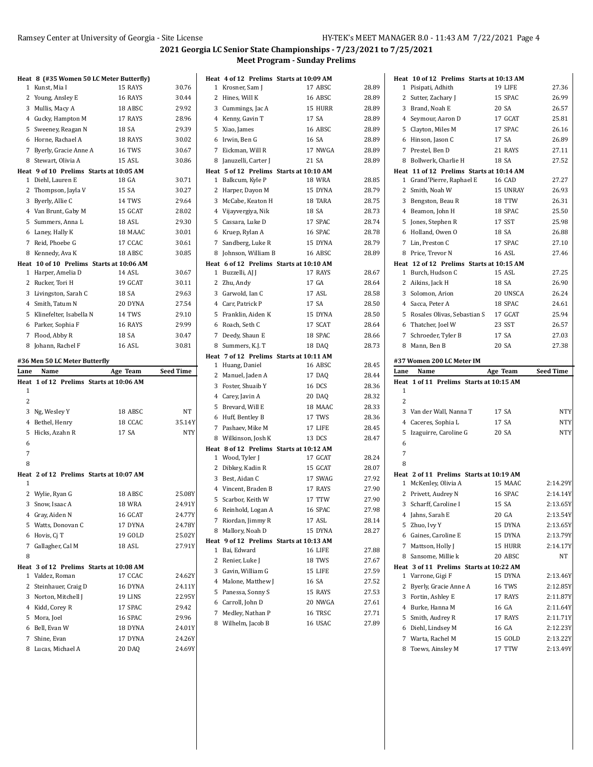## 2021 Georgia LC Senior State Championships - 7/23/2021 to 7/25/2021

### Meet Program - Sunday Prelims

**Heat 8 (#35 Women 50 LC Meter Butterfly)**

| Lane | Name | Age | Team | Seed Time |
|---|---|---|---|---|
| 1 | Kunst, Mia I | 15 | RAYS | 30.76 |
| 2 | Young, Ansley E | 16 | RAYS | 30.44 |
| 3 | Mullis, Macy A | 18 | ABSC | 29.92 |
| 4 | Gucky, Hampton M | 17 | RAYS | 28.96 |
| 5 | Sweeney, Reagan N | 18 | SA | 29.39 |
| 6 | Horne, Rachael A | 18 | RAYS | 30.02 |
| 7 | Byerly, Gracie Anne A | 16 | TWS | 30.67 |
| 8 | Stewart, Olivia A | 15 | ASL | 30.86 |

**Heat 9 of 10 Prelims Starts at 10:05 AM**

| Lane | Name | Age | Team | Seed Time |
|---|---|---|---|---|
| 1 | Diehl, Lauren E | 18 | GA | 30.71 |
| 2 | Thompson, Jayla V | 15 | SA | 30.27 |
| 3 | Byerly, Allie C | 14 | TWS | 29.64 |
| 4 | Van Brunt, Gaby M | 15 | GCAT | 28.02 |
| 5 | Summers, Anna L | 18 | ASL | 29.30 |
| 6 | Laney, Hally K | 18 | MAAC | 30.01 |
| 7 | Reid, Phoebe G | 17 | CCAC | 30.61 |
| 8 | Kennedy, Ava K | 18 | ABSC | 30.85 |

**Heat 10 of 10 Prelims Starts at 10:06 AM**

| Lane | Name | Age | Team | Seed Time |
|---|---|---|---|---|
| 1 | Harper, Amelia D | 14 | ASL | 30.67 |
| 2 | Rucker, Tori H | 19 | GCAT | 30.11 |
| 3 | Livingston, Sarah C | 18 | SA | 29.63 |
| 4 | Smith, Tatum N | 20 | DYNA | 27.54 |
| 5 | Klinefelter, Isabella N | 14 | TWS | 29.10 |
| 6 | Parker, Sophia F | 16 | RAYS | 29.99 |
| 7 | Flood, Abby R | 18 | SA | 30.47 |
| 8 | Johann, Rachel F | 16 | ASL | 30.81 |

### #36 Men 50 LC Meter Butterfly

**Heat 1 of 12 Prelims Starts at 10:06 AM**

| Lane | Name | Age | Team | Seed Time |
|---|---|---|---|---|
| 1 | | | | |
| 2 | | | | |
| 3 | Ng, Wesley Y | 18 | ABSC | NT |
| 4 | Bethel, Henry | 18 | CCAC | 35.14Y |
| 5 | Hicks, Azahn R | 17 | SA | NTY |
| 6 | | | | |
| 7 | | | | |
| 8 | | | | |

**Heat 2 of 12 Prelims Starts at 10:07 AM**

| Lane | Name | Age | Team | Seed Time |
|---|---|---|---|---|
| 1 | | | | |
| 2 | Wylie, Ryan G | 18 | ABSC | 25.08Y |
| 3 | Snow, Isaac A | 18 | WRA | 24.91Y |
| 4 | Gray, Aiden N | 16 | GCAT | 24.77Y |
| 5 | Watts, Donovan C | 17 | DYNA | 24.78Y |
| 6 | Hovis, Cj T | 19 | GOLD | 25.02Y |
| 7 | Gallagher, Cal M | 18 | ASL | 27.91Y |
| 8 | | | | |

**Heat 3 of 12 Prelims Starts at 10:08 AM**

| Lane | Name | Age | Team | Seed Time |
|---|---|---|---|---|
| 1 | Valdez, Roman | 17 | CCAC | 24.62Y |
| 2 | Steinhauer, Craig D | 16 | DYNA | 24.11Y |
| 3 | Norton, Mitchell J | 19 | LINS | 22.95Y |
| 4 | Kidd, Corey R | 17 | SPAC | 29.42 |
| 5 | Mora, Joel | 16 | SPAC | 29.96 |
| 6 | Bell, Evan W | 18 | DYNA | 24.01Y |
| 7 | Shine, Evan | 17 | DYNA | 24.26Y |
| 8 | Lucas, Michael A | 20 | DAQ | 24.69Y |

**Heat 4 of 12 Prelims Starts at 10:09 AM**

| Lane | Name | Age | Team | Seed Time |
|---|---|---|---|---|
| 1 | Krosner, Sam J | 17 | ABSC | 28.89 |
| 2 | Hines, Will K | 16 | ABSC | 28.89 |
| 3 | Cummings, Jac A | 15 | HURR | 28.89 |
| 4 | Kenny, Gavin T | 17 | SA | 28.89 |
| 5 | Xiao, James | 16 | ABSC | 28.89 |
| 6 | Irwin, Ben G | 16 | SA | 28.89 |
| 7 | Eickman, Will R | 17 | NWGA | 28.89 |
| 8 | Januzelli, Carter J | 21 | SA | 28.89 |

**Heat 5 of 12 Prelims Starts at 10:10 AM**

| Lane | Name | Age | Team | Seed Time |
|---|---|---|---|---|
| 1 | Balkcum, Kyle P | 18 | WRA | 28.85 |
| 2 | Harper, Dayon M | 15 | DYNA | 28.79 |
| 3 | McCabe, Keaton H | 18 | TARA | 28.75 |
| 4 | Vijayvergiya, Nik | 18 | SA | 28.73 |
| 5 | Cassara, Luke D | 17 | SPAC | 28.74 |
| 6 | Kruep, Rylan A | 16 | SPAC | 28.78 |
| 7 | Sandberg, Luke R | 15 | DYNA | 28.79 |
| 8 | Johnson, William B | 16 | ABSC | 28.89 |

**Heat 6 of 12 Prelims Starts at 10:10 AM**

| Lane | Name | Age | Team | Seed Time |
|---|---|---|---|---|
| 1 | Buzzelli, AJ J | 17 | RAYS | 28.67 |
| 2 | Zhu, Andy | 17 | GA | 28.64 |
| 3 | Garwold, Ian C | 17 | ASL | 28.58 |
| 4 | Carr, Patrick P | 17 | SA | 28.50 |
| 5 | Franklin, Aiden K | 15 | DYNA | 28.50 |
| 6 | Roach, Seth C | 17 | SCAT | 28.64 |
| 7 | Deedy, Shaun E | 18 | SPAC | 28.66 |
| 8 | Summers, K.J. T | 18 | DAQ | 28.73 |

**Heat 7 of 12 Prelims Starts at 10:11 AM**

| Lane | Name | Age | Team | Seed Time |
|---|---|---|---|---|
| 1 | Huang, Daniel | 16 | ABSC | 28.45 |
| 2 | Manuel, Jaden A | 17 | DAQ | 28.44 |
| 3 | Foster, Shuaib Y | 16 | DCS | 28.36 |
| 4 | Carey, Javin A | 20 | DAQ | 28.32 |
| 5 | Brevard, Will E | 18 | MAAC | 28.33 |
| 6 | Huff, Bentley B | 17 | TWS | 28.36 |
| 7 | Pashaev, Mike M | 17 | LIFE | 28.45 |
| 8 | Wilkinson, Josh K | 13 | DCS | 28.47 |

**Heat 8 of 12 Prelims Starts at 10:12 AM**

| Lane | Name | Age | Team | Seed Time |
|---|---|---|---|---|
| 1 | Wood, Tyler J | 17 | GCAT | 28.24 |
| 2 | Dibkey, Kadin R | 15 | GCAT | 28.07 |
| 3 | Best, Aidan C | 17 | SWAG | 27.92 |
| 4 | Vincent, Braden B | 17 | RAYS | 27.90 |
| 5 | Scarbor, Keith W | 17 | TTW | 27.90 |
| 6 | Reinhold, Logan A | 16 | SPAC | 27.98 |
| 7 | Riordan, Jimmy R | 17 | ASL | 28.14 |
| 8 | Mallory, Noah D | 15 | DYNA | 28.27 |

**Heat 9 of 12 Prelims Starts at 10:13 AM**

| Lane | Name | Age | Team | Seed Time |
|---|---|---|---|---|
| 1 | Bai, Edward | 16 | LIFE | 27.88 |
| 2 | Renier, Luke J | 18 | TWS | 27.67 |
| 3 | Gavin, William G | 15 | LIFE | 27.59 |
| 4 | Malone, Matthew J | 16 | SA | 27.52 |
| 5 | Panessa, Sonny S | 15 | RAYS | 27.53 |
| 6 | Carroll, John D | 20 | NWGA | 27.61 |
| 7 | Medley, Nathan P | 16 | TRSC | 27.71 |
| 8 | Wilhelm, Jacob B | 16 | USAC | 27.89 |

**Heat 10 of 12 Prelims Starts at 10:13 AM**

| Lane | Name | Age | Team | Seed Time |
|---|---|---|---|---|
| 1 | Pisipati, Adhith | 19 | LIFE | 27.36 |
| 2 | Sutter, Zachary J | 15 | SPAC | 26.99 |
| 3 | Brand, Noah E | 20 | SA | 26.57 |
| 4 | Seymour, Aaron D | 17 | GCAT | 25.81 |
| 5 | Clayton, Miles M | 17 | SPAC | 26.16 |
| 6 | Hinson, Jason C | 17 | SA | 26.89 |
| 7 | Prestel, Ben D | 21 | RAYS | 27.11 |
| 8 | Bollwerk, Charlie H | 18 | SA | 27.52 |

**Heat 11 of 12 Prelims Starts at 10:14 AM**

| Lane | Name | Age | Team | Seed Time |
|---|---|---|---|---|
| 1 | Grand'Pierre, Raphael E | 16 | CAD | 27.27 |
| 2 | Smith, Noah W | 15 | UNRAY | 26.93 |
| 3 | Bengston, Beau R | 18 | TTW | 26.31 |
| 4 | Beamon, John H | 18 | SPAC | 25.50 |
| 5 | Jones, Stephen R | 17 | SST | 25.98 |
| 6 | Holland, Owen O | 18 | SA | 26.88 |
| 7 | Lin, Preston C | 17 | SPAC | 27.10 |
| 8 | Price, Trevor N | 16 | ASL | 27.46 |

**Heat 12 of 12 Prelims Starts at 10:15 AM**

| Lane | Name | Age | Team | Seed Time |
|---|---|---|---|---|
| 1 | Burch, Hudson C | 15 | ASL | 27.25 |
| 2 | Aikins, Jack H | 18 | SA | 26.90 |
| 3 | Solomon, Arion | 20 | UNSCA | 26.24 |
| 4 | Sacca, Peter A | 18 | SPAC | 24.61 |
| 5 | Rosales Olivas, Sebastian S | 17 | GCAT | 25.94 |
| 6 | Thatcher, Joel W | 23 | SST | 26.57 |
| 7 | Schroeder, Tyler B | 17 | SA | 27.03 |
| 8 | Mann, Ben B | 20 | SA | 27.38 |

### #37 Women 200 LC Meter IM

**Heat 1 of 11 Prelims Starts at 10:15 AM**

| Lane | Name | Age | Team | Seed Time |
|---|---|---|---|---|
| 1 | | | | |
| 2 | | | | |
| 3 | Van der Wall, Nanna T | 17 | SA | NTY |
| 4 | Caceres, Sophia L | 17 | SA | NTY |
| 5 | Izaguirre, Caroline G | 20 | SA | NTY |
| 6 | | | | |
| 7 | | | | |
| 8 | | | | |

**Heat 2 of 11 Prelims Starts at 10:19 AM**

| Lane | Name | Age | Team | Seed Time |
|---|---|---|---|---|
| 1 | McKenley, Olivia A | 15 | MAAC | 2:14.29Y |
| 2 | Privett, Audrey N | 16 | SPAC | 2:14.14Y |
| 3 | Scharff, Caroline I | 15 | SA | 2:13.65Y |
| 4 | Jahns, Sarah E | 20 | GA | 2:13.54Y |
| 5 | Zhuo, Ivy Y | 15 | DYNA | 2:13.65Y |
| 6 | Gaines, Caroline E | 15 | DYNA | 2:13.79Y |
| 7 | Mattson, Holly J | 15 | HURR | 2:14.17Y |
| 8 | Sansome, Millie k | 20 | ABSC | NT |

**Heat 3 of 11 Prelims Starts at 10:22 AM**

| Lane | Name | Age | Team | Seed Time |
|---|---|---|---|---|
| 1 | Varrone, Gigi F | 15 | DYNA | 2:13.46Y |
| 2 | Byerly, Gracie Anne A | 16 | TWS | 2:12.85Y |
| 3 | Fortin, Ashley E | 17 | RAYS | 2:11.87Y |
| 4 | Burke, Hanna M | 16 | GA | 2:11.64Y |
| 5 | Smith, Audrey R | 17 | RAYS | 2:11.71Y |
| 6 | Diehl, Lindsey M | 16 | GA | 2:12.23Y |
| 7 | Warta, Rachel M | 15 | GOLD | 2:13.22Y |
| 8 | Toews, Ainsley M | 17 | TTW | 2:13.49Y |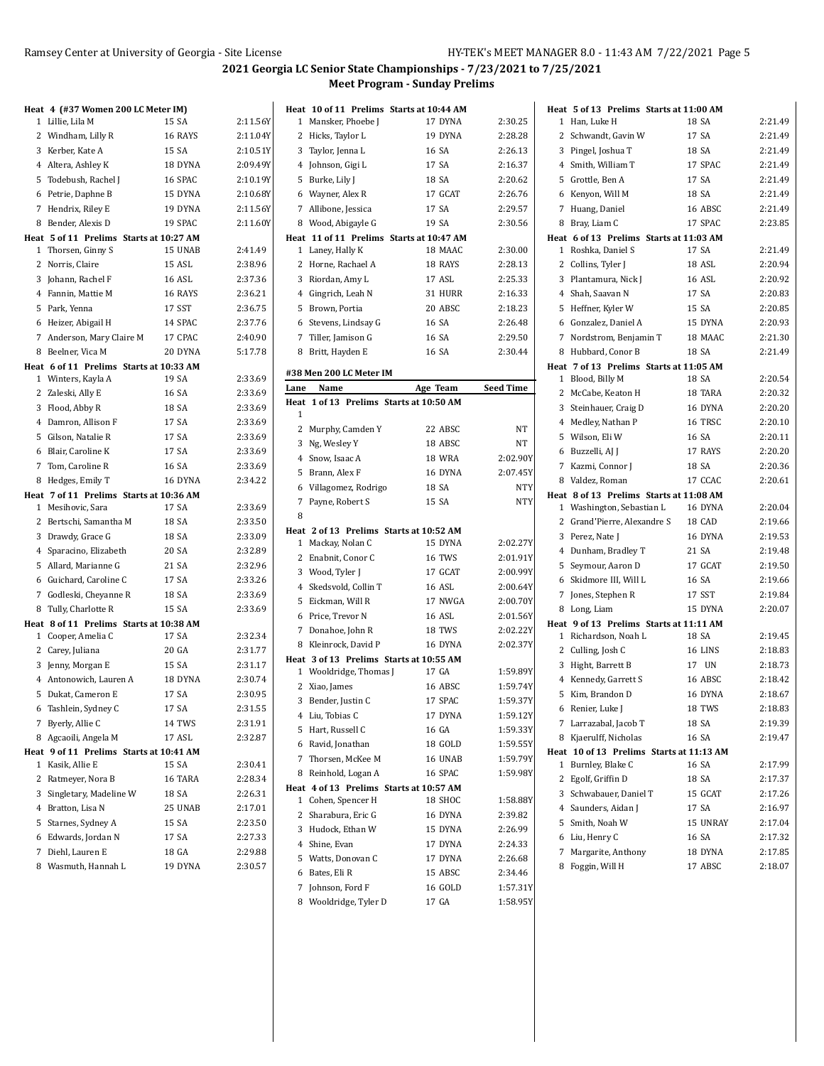## 2021 Georgia LC Senior State Championships - 7/23/2021 to 7/25/2021

### Meet Program - Sunday Prelims

**Heat 4 (#37 Women 200 LC Meter IM)**

| Lane | Name | Age Team | Seed Time |
|---|---|---|---|
| 1 | Lillie, Lila M | 15 SA | 2:11.56Y |
| 2 | Windham, Lilly R | 16 RAYS | 2:11.04Y |
| 3 | Kerber, Kate A | 15 SA | 2:10.51Y |
| 4 | Altera, Ashley K | 18 DYNA | 2:09.49Y |
| 5 | Todebush, Rachel J | 16 SPAC | 2:10.19Y |
| 6 | Petrie, Daphne B | 15 DYNA | 2:10.68Y |
| 7 | Hendrix, Riley E | 19 DYNA | 2:11.56Y |
| 8 | Bender, Alexis D | 19 SPAC | 2:11.60Y |

**Heat 5 of 11 Prelims Starts at 10:27 AM**

| Lane | Name | Age Team | Seed Time |
|---|---|---|---|
| 1 | Thorsen, Ginny S | 15 UNAB | 2:41.49 |
| 2 | Norris, Claire | 15 ASL | 2:38.96 |
| 3 | Johann, Rachel F | 16 ASL | 2:37.36 |
| 4 | Fannin, Mattie M | 16 RAYS | 2:36.21 |
| 5 | Park, Yenna | 17 SST | 2:36.75 |
| 6 | Heizer, Abigail H | 14 SPAC | 2:37.76 |
| 7 | Anderson, Mary Claire M | 17 CPAC | 2:40.90 |
| 8 | Beelner, Vica M | 20 DYNA | 5:17.78 |

**Heat 6 of 11 Prelims Starts at 10:33 AM**

| Lane | Name | Age Team | Seed Time |
|---|---|---|---|
| 1 | Winters, Kayla A | 19 SA | 2:33.69 |
| 2 | Zaleski, Ally E | 16 SA | 2:33.69 |
| 3 | Flood, Abby R | 18 SA | 2:33.69 |
| 4 | Damron, Allison F | 17 SA | 2:33.69 |
| 5 | Gilson, Natalie R | 17 SA | 2:33.69 |
| 6 | Blair, Caroline K | 17 SA | 2:33.69 |
| 7 | Tom, Caroline R | 16 SA | 2:33.69 |
| 8 | Hedges, Emily T | 16 DYNA | 2:34.22 |

**Heat 7 of 11 Prelims Starts at 10:36 AM**

| Lane | Name | Age Team | Seed Time |
|---|---|---|---|
| 1 | Mesihovic, Sara | 17 SA | 2:33.69 |
| 2 | Bertschi, Samantha M | 18 SA | 2:33.50 |
| 3 | Drawdy, Grace G | 18 SA | 2:33.09 |
| 4 | Sparacino, Elizabeth | 20 SA | 2:32.89 |
| 5 | Allard, Marianne G | 21 SA | 2:32.96 |
| 6 | Guichard, Caroline C | 17 SA | 2:33.26 |
| 7 | Godleski, Cheyanne R | 18 SA | 2:33.69 |
| 8 | Tully, Charlotte R | 15 SA | 2:33.69 |

**Heat 8 of 11 Prelims Starts at 10:38 AM**

| Lane | Name | Age Team | Seed Time |
|---|---|---|---|
| 1 | Cooper, Amelia C | 17 SA | 2:32.34 |
| 2 | Carey, Juliana | 20 GA | 2:31.77 |
| 3 | Jenny, Morgan E | 15 SA | 2:31.17 |
| 4 | Antonowich, Lauren A | 18 DYNA | 2:30.74 |
| 5 | Dukat, Cameron E | 17 SA | 2:30.95 |
| 6 | Tashlein, Sydney C | 17 SA | 2:31.55 |
| 7 | Byerly, Allie C | 14 TWS | 2:31.91 |
| 8 | Agcaoili, Angela M | 17 ASL | 2:32.87 |

**Heat 9 of 11 Prelims Starts at 10:41 AM**

| Lane | Name | Age Team | Seed Time |
|---|---|---|---|
| 1 | Kasik, Allie E | 15 SA | 2:30.41 |
| 2 | Ratmeyer, Nora B | 16 TARA | 2:28.34 |
| 3 | Singletary, Madeline W | 18 SA | 2:26.31 |
| 4 | Bratton, Lisa N | 25 UNAB | 2:17.01 |
| 5 | Starnes, Sydney A | 15 SA | 2:23.50 |
| 6 | Edwards, Jordan N | 17 SA | 2:27.33 |
| 7 | Diehl, Lauren E | 18 GA | 2:29.88 |
| 8 | Wasmuth, Hannah L | 19 DYNA | 2:30.57 |

**Heat 10 of 11 Prelims Starts at 10:44 AM**

| Lane | Name | Age Team | Seed Time |
|---|---|---|---|
| 1 | Mansker, Phoebe J | 17 DYNA | 2:30.25 |
| 2 | Hicks, Taylor L | 19 DYNA | 2:28.28 |
| 3 | Taylor, Jenna L | 16 SA | 2:26.13 |
| 4 | Johnson, Gigi L | 17 SA | 2:16.37 |
| 5 | Burke, Lily J | 18 SA | 2:20.62 |
| 6 | Wayner, Alex R | 17 GCAT | 2:26.76 |
| 7 | Allibone, Jessica | 17 SA | 2:29.57 |
| 8 | Wood, Abigayle G | 19 SA | 2:30.56 |

**Heat 11 of 11 Prelims Starts at 10:47 AM**

| Lane | Name | Age Team | Seed Time |
|---|---|---|---|
| 1 | Laney, Hally K | 18 MAAC | 2:30.00 |
| 2 | Horne, Rachael A | 18 RAYS | 2:28.13 |
| 3 | Riordan, Amy L | 17 ASL | 2:25.33 |
| 4 | Gingrich, Leah N | 31 HURR | 2:16.33 |
| 5 | Brown, Portia | 20 ABSC | 2:18.23 |
| 6 | Stevens, Lindsay G | 16 SA | 2:26.48 |
| 7 | Tiller, Jamison G | 16 SA | 2:29.50 |
| 8 | Britt, Hayden E | 16 SA | 2:30.44 |

### #38 Men 200 LC Meter IM

**Heat 1 of 13 Prelims Starts at 10:50 AM**

| Lane | Name | Age Team | Seed Time |
|---|---|---|---|
| 1 | | | |
| 2 | Murphy, Camden Y | 22 ABSC | NT |
| 3 | Ng, Wesley Y | 18 ABSC | NT |
| 4 | Snow, Isaac A | 18 WRA | 2:02.90Y |
| 5 | Brann, Alex F | 16 DYNA | 2:07.45Y |
| 6 | Villagomez, Rodrigo | 18 SA | NTY |
| 7 | Payne, Robert S | 15 SA | NTY |
| 8 | | | |

**Heat 2 of 13 Prelims Starts at 10:52 AM**

| Lane | Name | Age Team | Seed Time |
|---|---|---|---|
| 1 | Mackay, Nolan C | 15 DYNA | 2:02.27Y |
| 2 | Enabnit, Conor C | 16 TWS | 2:01.91Y |
| 3 | Wood, Tyler J | 17 GCAT | 2:00.99Y |
| 4 | Skedsvold, Collin T | 16 ASL | 2:00.64Y |
| 5 | Eickman, Will R | 17 NWGA | 2:00.70Y |
| 6 | Price, Trevor N | 16 ASL | 2:01.56Y |
| 7 | Donahoe, John R | 18 TWS | 2:02.22Y |
| 8 | Kleinrock, David P | 16 DYNA | 2:02.37Y |

**Heat 3 of 13 Prelims Starts at 10:55 AM**

| Lane | Name | Age Team | Seed Time |
|---|---|---|---|
| 1 | Wooldridge, Thomas J | 17 GA | 1:59.89Y |
| 2 | Xiao, James | 16 ABSC | 1:59.74Y |
| 3 | Bender, Justin C | 17 SPAC | 1:59.37Y |
| 4 | Liu, Tobias C | 17 DYNA | 1:59.12Y |
| 5 | Hart, Russell C | 16 GA | 1:59.33Y |
| 6 | Ravid, Jonathan | 18 GOLD | 1:59.55Y |
| 7 | Thorsen, McKee M | 16 UNAB | 1:59.79Y |
| 8 | Reinhold, Logan A | 16 SPAC | 1:59.98Y |

**Heat 4 of 13 Prelims Starts at 10:57 AM**

| Lane | Name | Age Team | Seed Time |
|---|---|---|---|
| 1 | Cohen, Spencer H | 18 SHOC | 1:58.88Y |
| 2 | Sharabura, Eric G | 16 DYNA | 2:39.82 |
| 3 | Hudock, Ethan W | 15 DYNA | 2:26.99 |
| 4 | Shine, Evan | 17 DYNA | 2:24.33 |
| 5 | Watts, Donovan C | 17 DYNA | 2:26.68 |
| 6 | Bates, Eli R | 15 ABSC | 2:34.46 |
| 7 | Johnson, Ford F | 16 GOLD | 1:57.31Y |
| 8 | Wooldridge, Tyler D | 17 GA | 1:58.95Y |

**Heat 5 of 13 Prelims Starts at 11:00 AM**

| Lane | Name | Age Team | Seed Time |
|---|---|---|---|
| 1 | Han, Luke H | 18 SA | 2:21.49 |
| 2 | Schwandt, Gavin W | 17 SA | 2:21.49 |
| 3 | Pingel, Joshua T | 18 SA | 2:21.49 |
| 4 | Smith, William T | 17 SPAC | 2:21.49 |
| 5 | Grottle, Ben A | 17 SA | 2:21.49 |
| 6 | Kenyon, Will M | 18 SA | 2:21.49 |
| 7 | Huang, Daniel | 16 ABSC | 2:21.49 |
| 8 | Bray, Liam C | 17 SPAC | 2:23.85 |

**Heat 6 of 13 Prelims Starts at 11:03 AM**

| Lane | Name | Age Team | Seed Time |
|---|---|---|---|
| 1 | Roshka, Daniel S | 17 SA | 2:21.49 |
| 2 | Collins, Tyler J | 18 ASL | 2:20.94 |
| 3 | Plantamura, Nick J | 16 ASL | 2:20.92 |
| 4 | Shah, Saavan N | 17 SA | 2:20.83 |
| 5 | Heffner, Kyler W | 15 SA | 2:20.85 |
| 6 | Gonzalez, Daniel A | 15 DYNA | 2:20.93 |
| 7 | Nordstrom, Benjamin T | 18 MAAC | 2:21.30 |
| 8 | Hubbard, Conor B | 18 SA | 2:21.49 |

**Heat 7 of 13 Prelims Starts at 11:05 AM**

| Lane | Name | Age Team | Seed Time |
|---|---|---|---|
| 1 | Blood, Billy M | 18 SA | 2:20.54 |
| 2 | McCabe, Keaton H | 18 TARA | 2:20.32 |
| 3 | Steinhauer, Craig D | 16 DYNA | 2:20.20 |
| 4 | Medley, Nathan P | 16 TRSC | 2:20.10 |
| 5 | Wilson, Eli W | 16 SA | 2:20.11 |
| 6 | Buzzelli, AJ J | 17 RAYS | 2:20.20 |
| 7 | Kazmi, Connor J | 18 SA | 2:20.36 |
| 8 | Valdez, Roman | 17 CCAC | 2:20.61 |

**Heat 8 of 13 Prelims Starts at 11:08 AM**

| Lane | Name | Age Team | Seed Time |
|---|---|---|---|
| 1 | Washington, Sebastian L | 16 DYNA | 2:20.04 |
| 2 | Grand'Pierre, Alexandre S | 18 CAD | 2:19.66 |
| 3 | Perez, Nate J | 16 DYNA | 2:19.53 |
| 4 | Dunham, Bradley T | 21 SA | 2:19.48 |
| 5 | Seymour, Aaron D | 17 GCAT | 2:19.50 |
| 6 | Skidmore III, Will L | 16 SA | 2:19.66 |
| 7 | Jones, Stephen R | 17 SST | 2:19.84 |
| 8 | Long, Liam | 15 DYNA | 2:20.07 |

**Heat 9 of 13 Prelims Starts at 11:11 AM**

| Lane | Name | Age Team | Seed Time |
|---|---|---|---|
| 1 | Richardson, Noah L | 18 SA | 2:19.45 |
| 2 | Culling, Josh C | 16 LINS | 2:18.83 |
| 3 | Hight, Barrett B | 17 UN | 2:18.73 |
| 4 | Kennedy, Garrett S | 16 ABSC | 2:18.42 |
| 5 | Kim, Brandon D | 16 DYNA | 2:18.67 |
| 6 | Renier, Luke J | 18 TWS | 2:18.83 |
| 7 | Larrazabal, Jacob T | 18 SA | 2:19.39 |
| 8 | Kjaerulff, Nicholas | 16 SA | 2:19.47 |

**Heat 10 of 13 Prelims Starts at 11:13 AM**

| Lane | Name | Age Team | Seed Time |
|---|---|---|---|
| 1 | Burnley, Blake C | 16 SA | 2:17.99 |
| 2 | Egolf, Griffin D | 18 SA | 2:17.37 |
| 3 | Schwabauer, Daniel T | 15 GCAT | 2:17.26 |
| 4 | Saunders, Aidan J | 17 SA | 2:16.97 |
| 5 | Smith, Noah W | 15 UNRAY | 2:17.04 |
| 6 | Liu, Henry C | 16 SA | 2:17.32 |
| 7 | Margarite, Anthony | 18 DYNA | 2:17.85 |
| 8 | Foggin, Will H | 17 ABSC | 2:18.07 |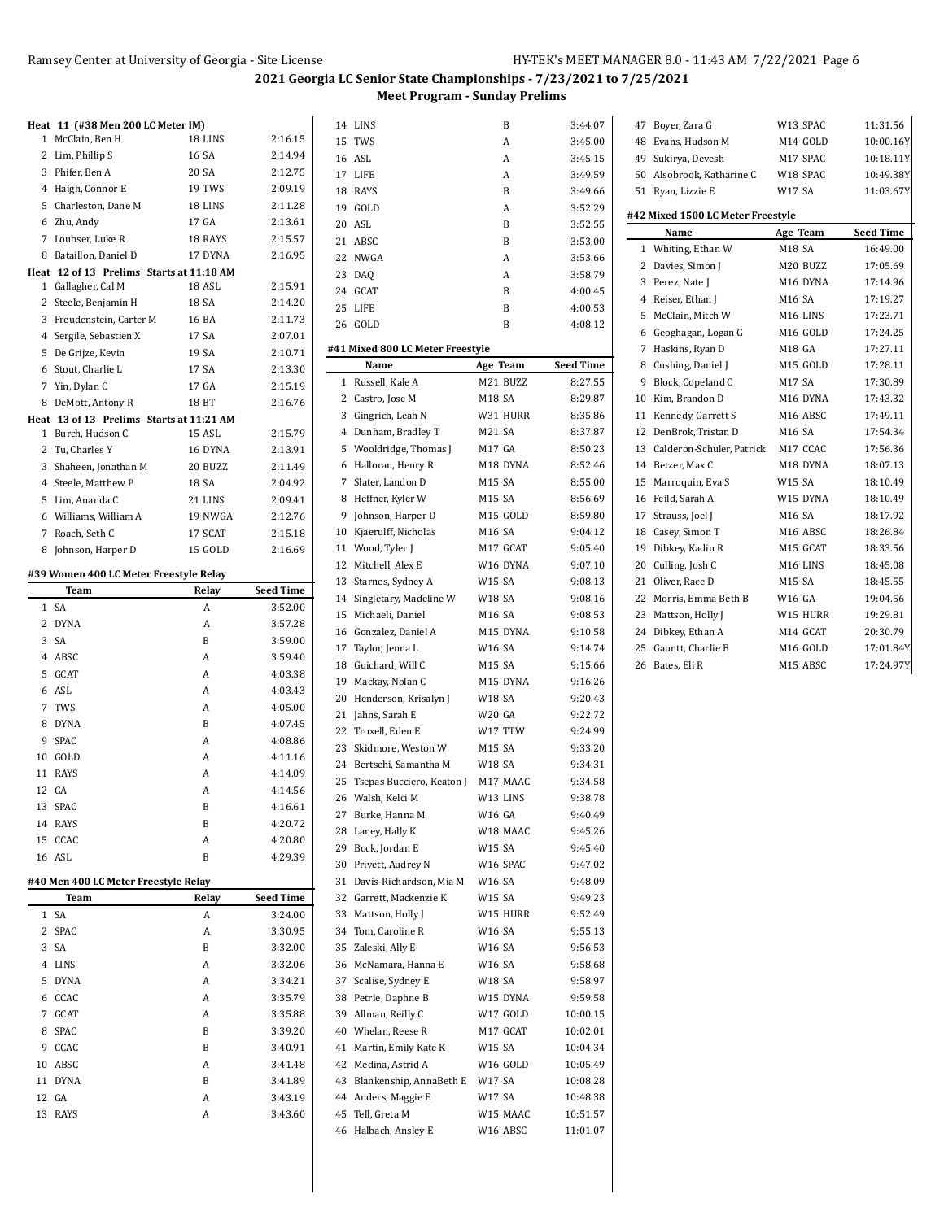## 2021 Georgia LC Senior State Championships - 7/23/2021 to 7/25/2021

### Meet Program - Sunday Prelims

**Heat 11 (#38 Men 200 LC Meter IM)**

| | | | |
|---|---|---|---|
| 1 | McClain, Ben H | 18 LINS | 2:16.15 |
| 2 | Lim, Phillip S | 16 SA | 2:14.94 |
| 3 | Phifer, Ben A | 20 SA | 2:12.75 |
| 4 | Haigh, Connor E | 19 TWS | 2:09.19 |
| 5 | Charleston, Dane M | 18 LINS | 2:11.28 |
| 6 | Zhu, Andy | 17 GA | 2:13.61 |
| 7 | Loubser, Luke R | 18 RAYS | 2:15.57 |
| 8 | Bataillon, Daniel D | 17 DYNA | 2:16.95 |

**Heat 12 of 13 Prelims Starts at 11:18 AM**

| | | | |
|---|---|---|---|
| 1 | Gallagher, Cal M | 18 ASL | 2:15.91 |
| 2 | Steele, Benjamin H | 18 SA | 2:14.20 |
| 3 | Freudenstein, Carter M | 16 BA | 2:11.73 |
| 4 | Sergile, Sebastien X | 17 SA | 2:07.01 |
| 5 | De Grijze, Kevin | 19 SA | 2:10.71 |
| 6 | Stout, Charlie L | 17 SA | 2:13.30 |
| 7 | Yin, Dylan C | 17 GA | 2:15.19 |
| 8 | DeMott, Antony R | 18 BT | 2:16.76 |

**Heat 13 of 13 Prelims Starts at 11:21 AM**

| | | | |
|---|---|---|---|
| 1 | Burch, Hudson C | 15 ASL | 2:15.79 |
| 2 | Tu, Charles Y | 16 DYNA | 2:13.91 |
| 3 | Shaheen, Jonathan M | 20 BUZZ | 2:11.49 |
| 4 | Steele, Matthew P | 18 SA | 2:04.92 |
| 5 | Lim, Ananda C | 21 LINS | 2:09.41 |
| 6 | Williams, William A | 19 NWGA | 2:12.76 |
| 7 | Roach, Seth C | 17 SCAT | 2:15.18 |
| 8 | Johnson, Harper D | 15 GOLD | 2:16.69 |

**#39 Women 400 LC Meter Freestyle Relay**

| | Team | Relay | Seed Time |
|---|---|---|---|
| 1 | SA | A | 3:52.00 |
| 2 | DYNA | A | 3:57.28 |
| 3 | SA | B | 3:59.00 |
| 4 | ABSC | A | 3:59.40 |
| 5 | GCAT | A | 4:03.38 |
| 6 | ASL | A | 4:03.43 |
| 7 | TWS | A | 4:05.00 |
| 8 | DYNA | B | 4:07.45 |
| 9 | SPAC | A | 4:08.86 |
| 10 | GOLD | A | 4:11.16 |
| 11 | RAYS | A | 4:14.09 |
| 12 | GA | A | 4:14.56 |
| 13 | SPAC | B | 4:16.61 |
| 14 | RAYS | B | 4:20.72 |
| 15 | CCAC | A | 4:20.80 |
| 16 | ASL | B | 4:29.39 |

**#40 Men 400 LC Meter Freestyle Relay**

| | Team | Relay | Seed Time |
|---|---|---|---|
| 1 | SA | A | 3:24.00 |
| 2 | SPAC | A | 3:30.95 |
| 3 | SA | B | 3:32.00 |
| 4 | LINS | A | 3:32.06 |
| 5 | DYNA | A | 3:34.21 |
| 6 | CCAC | A | 3:35.79 |
| 7 | GCAT | A | 3:35.88 |
| 8 | SPAC | B | 3:39.20 |
| 9 | CCAC | B | 3:40.91 |
| 10 | ABSC | A | 3:41.48 |
| 11 | DYNA | B | 3:41.89 |
| 12 | GA | A | 3:43.19 |
| 13 | RAYS | A | 3:43.60 |
| 14 | LINS | B | 3:44.07 |
| 15 | TWS | A | 3:45.00 |
| 16 | ASL | A | 3:45.15 |
| 17 | LIFE | A | 3:49.59 |
| 18 | RAYS | B | 3:49.66 |
| 19 | GOLD | A | 3:52.29 |
| 20 | ASL | B | 3:52.55 |
| 21 | ABSC | B | 3:53.00 |
| 22 | NWGA | A | 3:53.66 |
| 23 | DAQ | A | 3:58.79 |
| 24 | GCAT | B | 4:00.45 |
| 25 | LIFE | B | 4:00.53 |
| 26 | GOLD | B | 4:08.12 |

**#41 Mixed 800 LC Meter Freestyle**

| | Name | Age Team | Seed Time |
|---|---|---|---|
| 1 | Russell, Kale A | M21 BUZZ | 8:27.55 |
| 2 | Castro, Jose M | M18 SA | 8:29.87 |
| 3 | Gingrich, Leah N | W31 HURR | 8:35.86 |
| 4 | Dunham, Bradley T | M21 SA | 8:37.87 |
| 5 | Wooldridge, Thomas J | M17 GA | 8:50.23 |
| 6 | Halloran, Henry R | M18 DYNA | 8:52.46 |
| 7 | Slater, Landon D | M15 SA | 8:55.00 |
| 8 | Heffner, Kyler W | M15 SA | 8:56.69 |
| 9 | Johnson, Harper D | M15 GOLD | 8:59.80 |
| 10 | Kjaerulff, Nicholas | M16 SA | 9:04.12 |
| 11 | Wood, Tyler J | M17 GCAT | 9:05.40 |
| 12 | Mitchell, Alex E | W16 DYNA | 9:07.10 |
| 13 | Starnes, Sydney A | W15 SA | 9:08.13 |
| 14 | Singletary, Madeline W | W18 SA | 9:08.16 |
| 15 | Michaeli, Daniel | M16 SA | 9:08.53 |
| 16 | Gonzalez, Daniel A | M15 DYNA | 9:10.58 |
| 17 | Taylor, Jenna L | W16 SA | 9:14.74 |
| 18 | Guichard, Will C | M15 SA | 9:15.66 |
| 19 | Mackay, Nolan C | M15 DYNA | 9:16.26 |
| 20 | Henderson, Krisalyn J | W18 SA | 9:20.43 |
| 21 | Jahns, Sarah E | W20 GA | 9:22.72 |
| 22 | Troxell, Eden E | W17 TTW | 9:24.99 |
| 23 | Skidmore, Weston W | M15 SA | 9:33.20 |
| 24 | Bertschi, Samantha M | W18 SA | 9:34.31 |
| 25 | Tsepas Bucciero, Keaton J | M17 MAAC | 9:34.58 |
| 26 | Walsh, Kelci M | W13 LINS | 9:38.78 |
| 27 | Burke, Hanna M | W16 GA | 9:40.49 |
| 28 | Laney, Hally K | W18 MAAC | 9:45.26 |
| 29 | Bock, Jordan E | W15 SA | 9:45.40 |
| 30 | Privett, Audrey N | W16 SPAC | 9:47.02 |
| 31 | Davis-Richardson, Mia M | W16 SA | 9:48.09 |
| 32 | Garrett, Mackenzie K | W15 SA | 9:49.23 |
| 33 | Mattson, Holly J | W15 HURR | 9:52.49 |
| 34 | Tom, Caroline R | W16 SA | 9:55.13 |
| 35 | Zaleski, Ally E | W16 SA | 9:56.53 |
| 36 | McNamara, Hanna E | W16 SA | 9:58.68 |
| 37 | Scalise, Sydney E | W18 SA | 9:58.97 |
| 38 | Petrie, Daphne B | W15 DYNA | 9:59.58 |
| 39 | Allman, Reilly C | W17 GOLD | 10:00.15 |
| 40 | Whelan, Reese R | M17 GCAT | 10:02.01 |
| 41 | Martin, Emily Kate K | W15 SA | 10:04.34 |
| 42 | Medina, Astrid A | W16 GOLD | 10:05.49 |
| 43 | Blankenship, AnnaBeth E | W17 SA | 10:08.28 |
| 44 | Anders, Maggie E | W17 SA | 10:48.38 |
| 45 | Tell, Greta M | W15 MAAC | 10:51.57 |
| 46 | Halbach, Ansley E | W16 ABSC | 11:01.07 |
| 47 | Boyer, Zara G | W13 SPAC | 11:31.56 |
| 48 | Evans, Hudson M | M14 GOLD | 10:00.16Y |
| 49 | Sukirya, Devesh | M17 SPAC | 10:18.11Y |
| 50 | Alsobrook, Katharine C | W18 SPAC | 10:49.38Y |
| 51 | Ryan, Lizzie E | W17 SA | 11:03.67Y |

**#42 Mixed 1500 LC Meter Freestyle**

| | Name | Age Team | Seed Time |
|---|---|---|---|
| 1 | Whiting, Ethan W | M18 SA | 16:49.00 |
| 2 | Davies, Simon J | M20 BUZZ | 17:05.69 |
| 3 | Perez, Nate J | M16 DYNA | 17:14.96 |
| 4 | Reiser, Ethan J | M16 SA | 17:19.27 |
| 5 | McClain, Mitch W | M16 LINS | 17:23.71 |
| 6 | Geoghagan, Logan G | M16 GOLD | 17:24.25 |
| 7 | Haskins, Ryan D | M18 GA | 17:27.11 |
| 8 | Cushing, Daniel J | M15 GOLD | 17:28.11 |
| 9 | Block, Copeland C | M17 SA | 17:30.89 |
| 10 | Kim, Brandon D | M16 DYNA | 17:43.32 |
| 11 | Kennedy, Garrett S | M16 ABSC | 17:49.11 |
| 12 | DenBrok, Tristan D | M16 SA | 17:54.34 |
| 13 | Calderon-Schuler, Patrick | M17 CCAC | 17:56.36 |
| 14 | Betzer, Max C | M18 DYNA | 18:07.13 |
| 15 | Marroquin, Eva S | W15 SA | 18:10.49 |
| 16 | Feild, Sarah A | W15 DYNA | 18:10.49 |
| 17 | Strauss, Joel J | M16 SA | 18:17.92 |
| 18 | Casey, Simon T | M16 ABSC | 18:26.84 |
| 19 | Dibkey, Kadin R | M15 GCAT | 18:33.56 |
| 20 | Culling, Josh C | M16 LINS | 18:45.08 |
| 21 | Oliver, Race D | M15 SA | 18:45.55 |
| 22 | Morris, Emma Beth B | W16 GA | 19:04.56 |
| 23 | Mattson, Holly J | W15 HURR | 19:29.81 |
| 24 | Dibkey, Ethan A | M14 GCAT | 20:30.79 |
| 25 | Gauntt, Charlie B | M16 GOLD | 17:01.84Y |
| 26 | Bates, Eli R | M15 ABSC | 17:24.97Y |